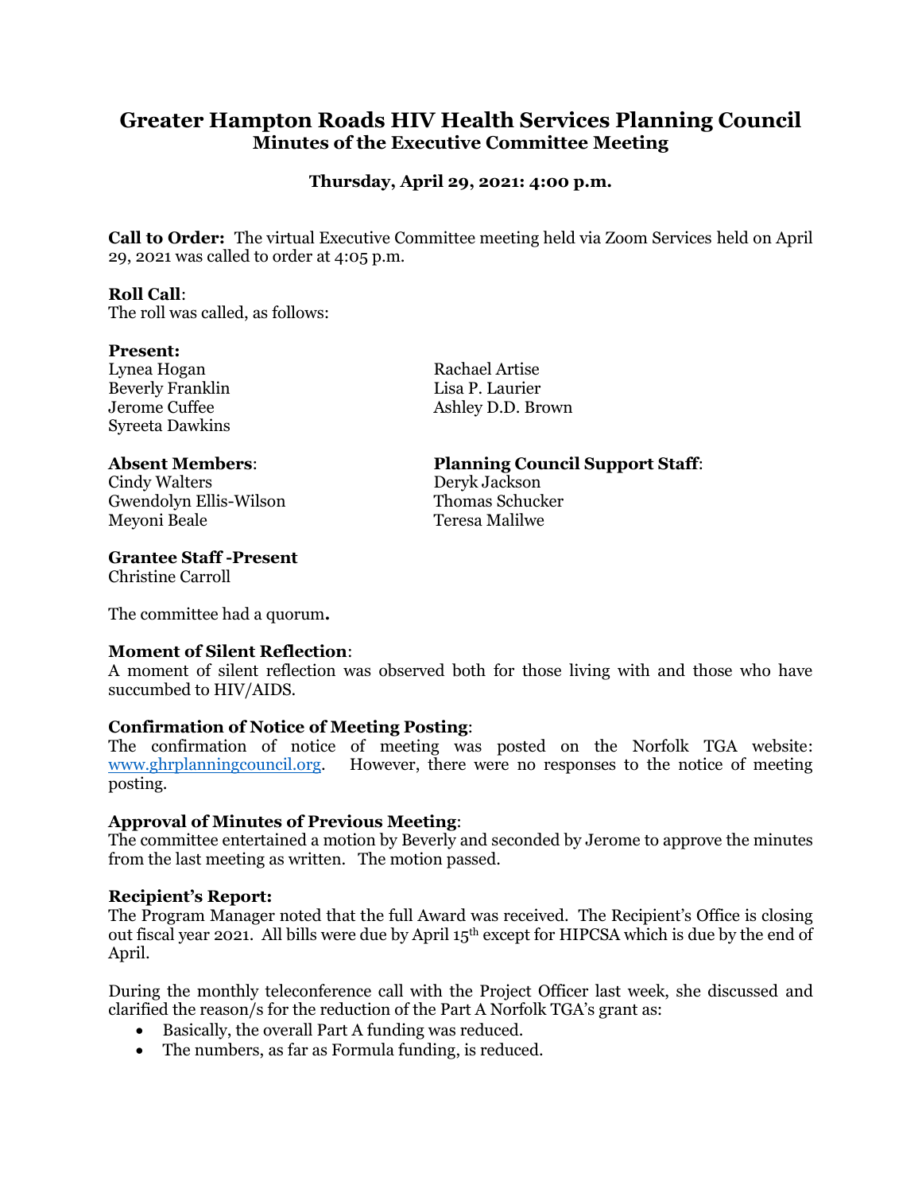# Greater Hampton Roads HIV Health Services Planning Council

## Minutes of the Executive Committee Meeting

**Thursday, April 29, 2021: 4:00 p.m.**

**Call to Order:** The virtual Executive Committee meeting held via Zoom Services held on April 29, 2021 was called to order at 4:05 p.m.

**Roll Call**:
The roll was called, as follows:

**Present:**
Lynea Hogan
Beverly Franklin
Jerome Cuffee
Syreeta Dawkins
Rachael Artise
Lisa P. Laurier
Ashley D.D. Brown

**Absent Members**:
Cindy Walters
Gwendolyn Ellis-Wilson
Meyoni Beale

**Planning Council Support Staff**:
Deryk Jackson
Thomas Schucker
Teresa Malilwe

**Grantee Staff -Present**
Christine Carroll

The committee had a quorum**.**

**Moment of Silent Reflection**:
A moment of silent reflection was observed both for those living with and those who have succumbed to HIV/AIDS.

**Confirmation of Notice of Meeting Posting**:
The confirmation of notice of meeting was posted on the Norfolk TGA website: www.ghrplanningcouncil.org. However, there were no responses to the notice of meeting posting.

**Approval of Minutes of Previous Meeting**:
The committee entertained a motion by Beverly and seconded by Jerome to approve the minutes from the last meeting as written. The motion passed.

**Recipient's Report:**
The Program Manager noted that the full Award was received. The Recipient's Office is closing out fiscal year 2021. All bills were due by April 15th except for HIPCSA which is due by the end of April.

During the monthly teleconference call with the Project Officer last week, she discussed and clarified the reason/s for the reduction of the Part A Norfolk TGA's grant as:

- Basically, the overall Part A funding was reduced.
- The numbers, as far as Formula funding, is reduced.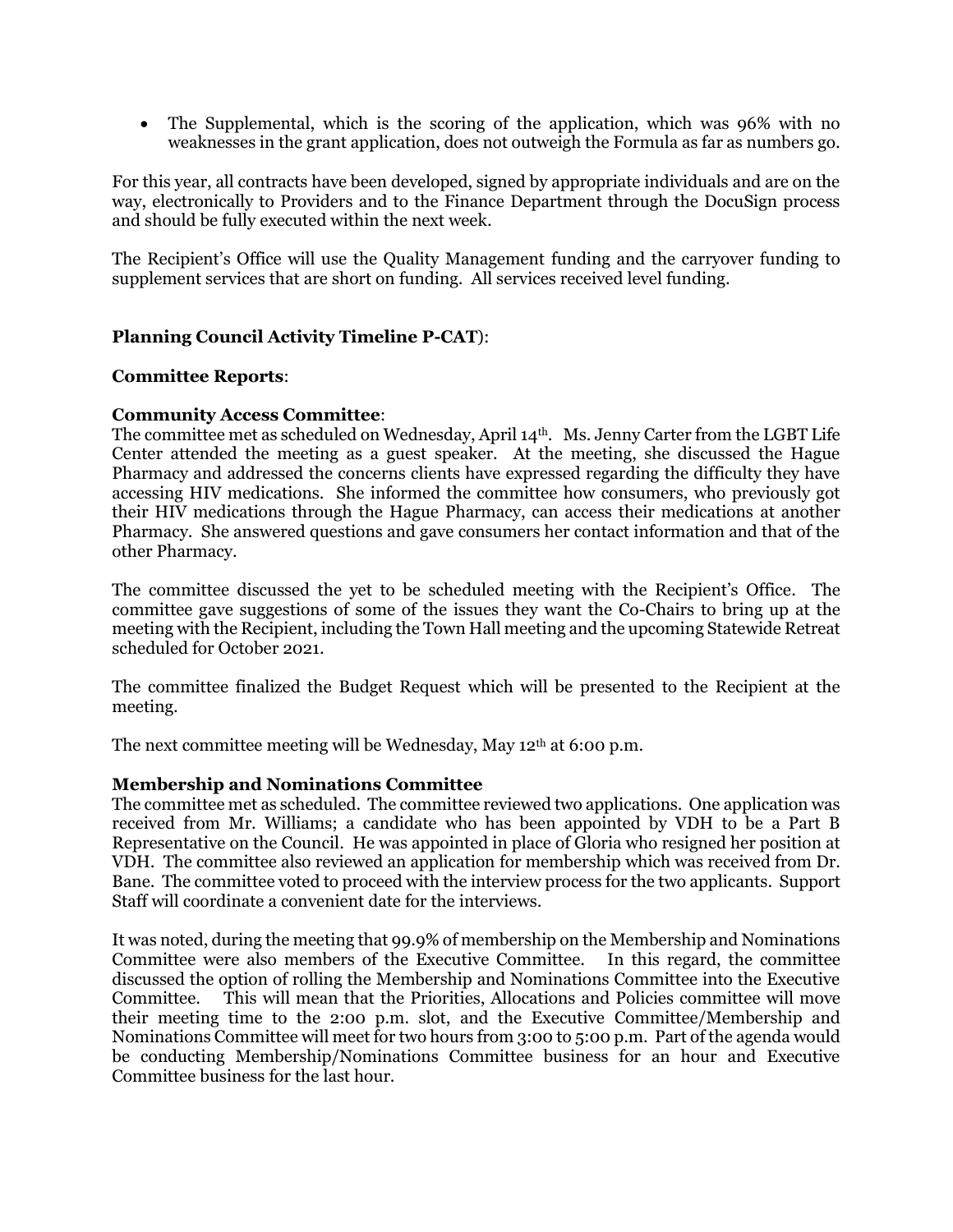- The Supplemental, which is the scoring of the application, which was 96% with no weaknesses in the grant application, does not outweigh the Formula as far as numbers go.

For this year, all contracts have been developed, signed by appropriate individuals and are on the way, electronically to Providers and to the Finance Department through the DocuSign process and should be fully executed within the next week.

The Recipient's Office will use the Quality Management funding and the carryover funding to supplement services that are short on funding. All services received level funding.

**Planning Council Activity Timeline P-CAT**):

**Committee Reports**:

**Community Access Committee**:
The committee met as scheduled on Wednesday, April 14th. Ms. Jenny Carter from the LGBT Life Center attended the meeting as a guest speaker. At the meeting, she discussed the Hague Pharmacy and addressed the concerns clients have expressed regarding the difficulty they have accessing HIV medications. She informed the committee how consumers, who previously got their HIV medications through the Hague Pharmacy, can access their medications at another Pharmacy. She answered questions and gave consumers her contact information and that of the other Pharmacy.

The committee discussed the yet to be scheduled meeting with the Recipient's Office. The committee gave suggestions of some of the issues they want the Co-Chairs to bring up at the meeting with the Recipient, including the Town Hall meeting and the upcoming Statewide Retreat scheduled for October 2021.

The committee finalized the Budget Request which will be presented to the Recipient at the meeting.

The next committee meeting will be Wednesday, May 12th at 6:00 p.m.

**Membership and Nominations Committee**
The committee met as scheduled. The committee reviewed two applications. One application was received from Mr. Williams; a candidate who has been appointed by VDH to be a Part B Representative on the Council. He was appointed in place of Gloria who resigned her position at VDH. The committee also reviewed an application for membership which was received from Dr. Bane. The committee voted to proceed with the interview process for the two applicants. Support Staff will coordinate a convenient date for the interviews.

It was noted, during the meeting that 99.9% of membership on the Membership and Nominations Committee were also members of the Executive Committee. In this regard, the committee discussed the option of rolling the Membership and Nominations Committee into the Executive Committee. This will mean that the Priorities, Allocations and Policies committee will move their meeting time to the 2:00 p.m. slot, and the Executive Committee/Membership and Nominations Committee will meet for two hours from 3:00 to 5:00 p.m. Part of the agenda would be conducting Membership/Nominations Committee business for an hour and Executive Committee business for the last hour.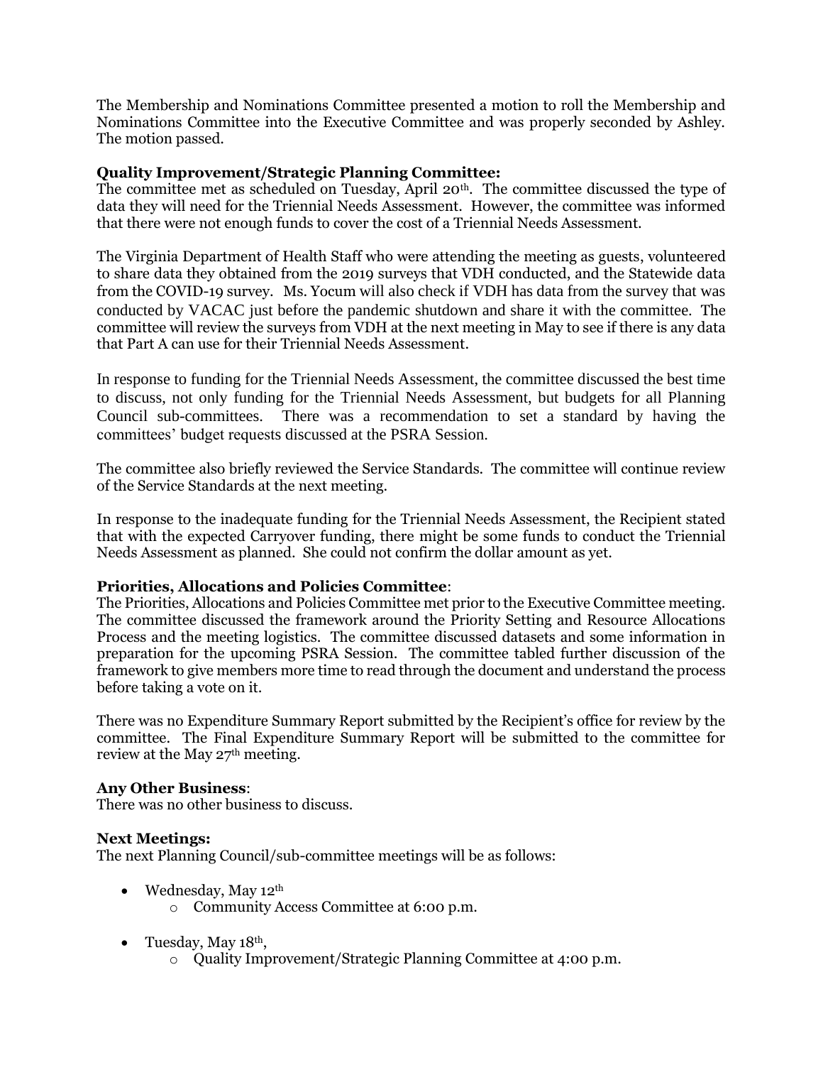The Membership and Nominations Committee presented a motion to roll the Membership and Nominations Committee into the Executive Committee and was properly seconded by Ashley. The motion passed.

**Quality Improvement/Strategic Planning Committee:**
The committee met as scheduled on Tuesday, April 20th. The committee discussed the type of data they will need for the Triennial Needs Assessment. However, the committee was informed that there were not enough funds to cover the cost of a Triennial Needs Assessment.

The Virginia Department of Health Staff who were attending the meeting as guests, volunteered to share data they obtained from the 2019 surveys that VDH conducted, and the Statewide data from the COVID-19 survey. Ms. Yocum will also check if VDH has data from the survey that was conducted by VACAC just before the pandemic shutdown and share it with the committee. The committee will review the surveys from VDH at the next meeting in May to see if there is any data that Part A can use for their Triennial Needs Assessment.

In response to funding for the Triennial Needs Assessment, the committee discussed the best time to discuss, not only funding for the Triennial Needs Assessment, but budgets for all Planning Council sub-committees. There was a recommendation to set a standard by having the committees' budget requests discussed at the PSRA Session.

The committee also briefly reviewed the Service Standards. The committee will continue review of the Service Standards at the next meeting.

In response to the inadequate funding for the Triennial Needs Assessment, the Recipient stated that with the expected Carryover funding, there might be some funds to conduct the Triennial Needs Assessment as planned. She could not confirm the dollar amount as yet.

**Priorities, Allocations and Policies Committee**:
The Priorities, Allocations and Policies Committee met prior to the Executive Committee meeting. The committee discussed the framework around the Priority Setting and Resource Allocations Process and the meeting logistics. The committee discussed datasets and some information in preparation for the upcoming PSRA Session. The committee tabled further discussion of the framework to give members more time to read through the document and understand the process before taking a vote on it.

There was no Expenditure Summary Report submitted by the Recipient's office for review by the committee. The Final Expenditure Summary Report will be submitted to the committee for review at the May 27th meeting.

**Any Other Business**:
There was no other business to discuss.

**Next Meetings:**
The next Planning Council/sub-committee meetings will be as follows:

- Wednesday, May 12th
    - Community Access Committee at 6:00 p.m.

- Tuesday, May 18th,
    - Quality Improvement/Strategic Planning Committee at 4:00 p.m.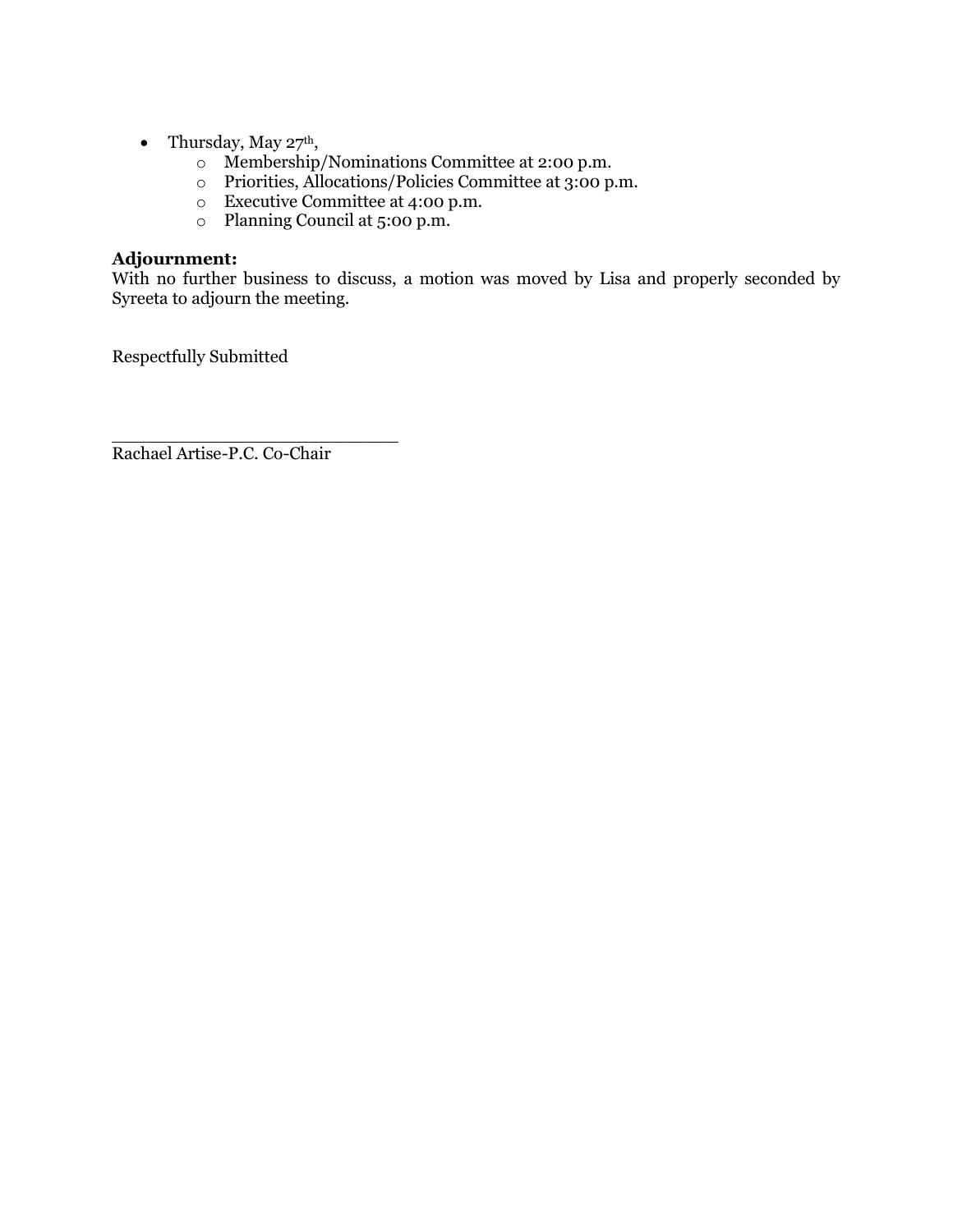- Thursday, May 27th,
  - Membership/Nominations Committee at 2:00 p.m.
  - Priorities, Allocations/Policies Committee at 3:00 p.m.
  - Executive Committee at 4:00 p.m.
  - Planning Council at 5:00 p.m.

**Adjournment:**
With no further business to discuss, a motion was moved by Lisa and properly seconded by Syreeta to adjourn the meeting.

Respectfully Submitted

___________________________
Rachael Artise-P.C. Co-Chair